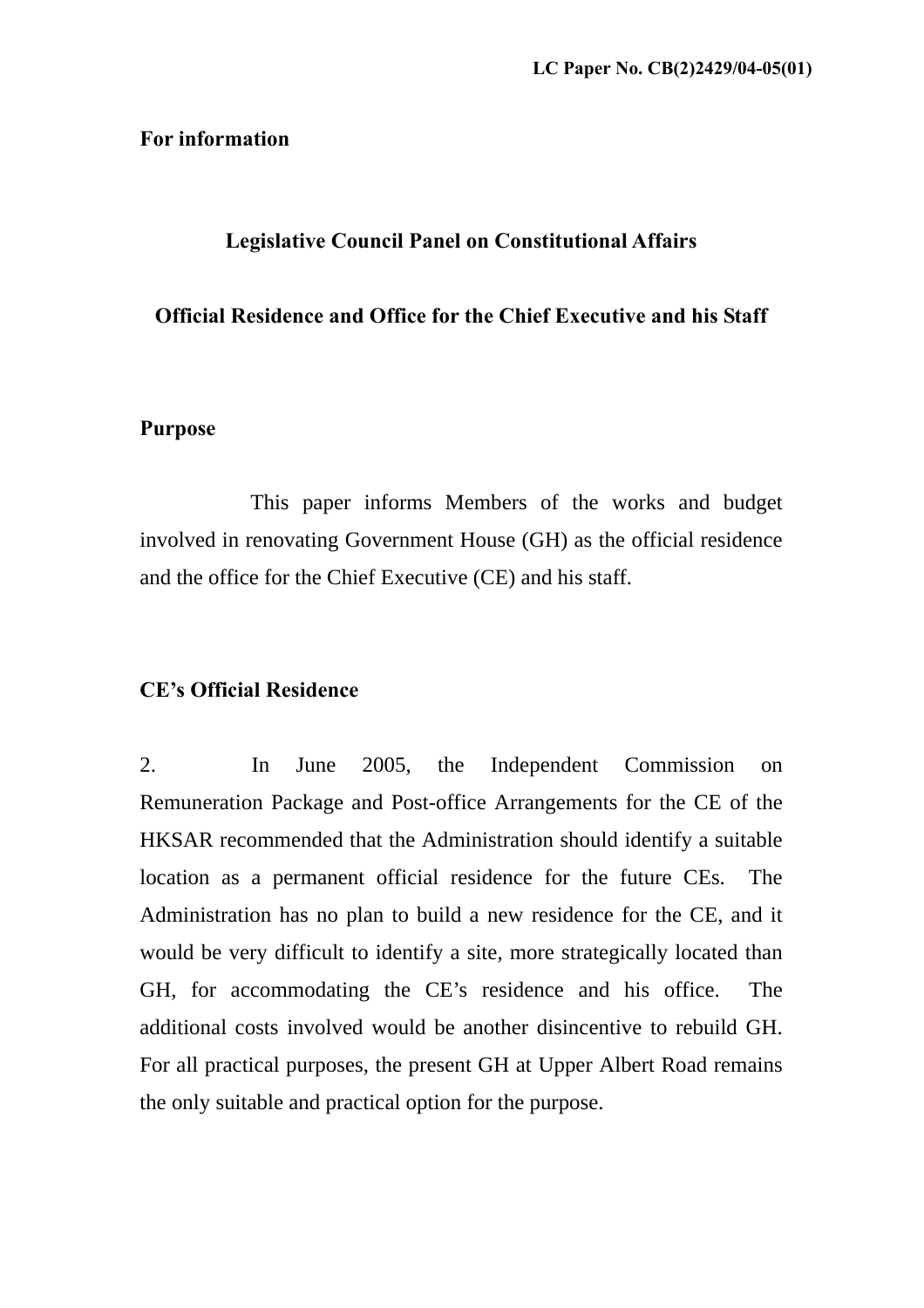LC Paper No. CB(2)2429/04-05(01)

**For information**

**Legislative Council Panel on Constitutional Affairs**

**Official Residence and Office for the Chief Executive and his Staff**

## Purpose

This paper informs Members of the works and budget involved in renovating Government House (GH) as the official residence and the office for the Chief Executive (CE) and his staff.

## CE's Official Residence

2. In June 2005, the Independent Commission on Remuneration Package and Post-office Arrangements for the CE of the HKSAR recommended that the Administration should identify a suitable location as a permanent official residence for the future CEs. The Administration has no plan to build a new residence for the CE, and it would be very difficult to identify a site, more strategically located than GH, for accommodating the CE's residence and his office. The additional costs involved would be another disincentive to rebuild GH. For all practical purposes, the present GH at Upper Albert Road remains the only suitable and practical option for the purpose.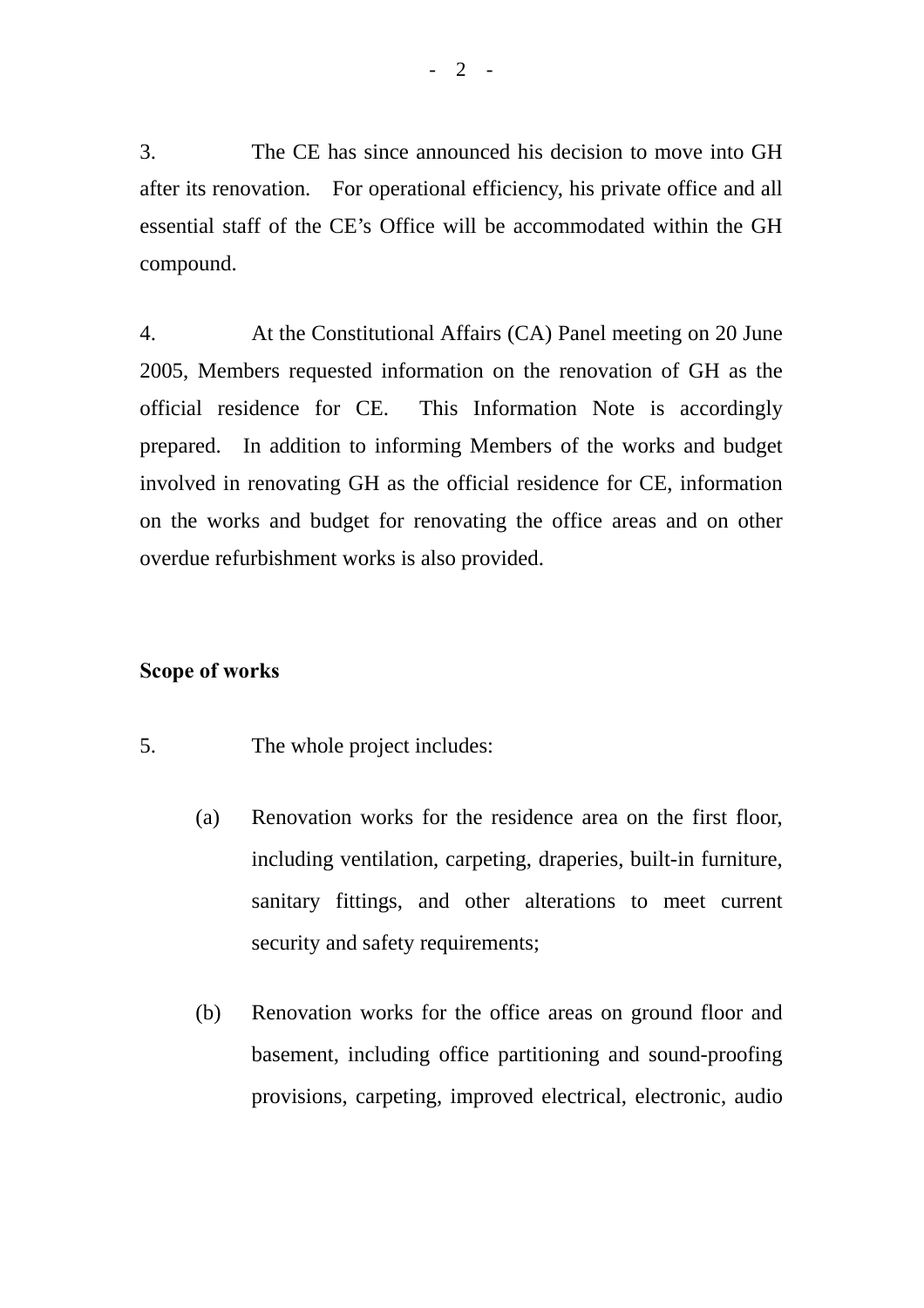3. The CE has since announced his decision to move into GH after its renovation. For operational efficiency, his private office and all essential staff of the CE's Office will be accommodated within the GH compound.

4. At the Constitutional Affairs (CA) Panel meeting on 20 June 2005, Members requested information on the renovation of GH as the official residence for CE. This Information Note is accordingly prepared. In addition to informing Members of the works and budget involved in renovating GH as the official residence for CE, information on the works and budget for renovating the office areas and on other overdue refurbishment works is also provided.

**Scope of works**

5. The whole project includes:

(a) Renovation works for the residence area on the first floor, including ventilation, carpeting, draperies, built-in furniture, sanitary fittings, and other alterations to meet current security and safety requirements;

(b) Renovation works for the office areas on ground floor and basement, including office partitioning and sound-proofing provisions, carpeting, improved electrical, electronic, audio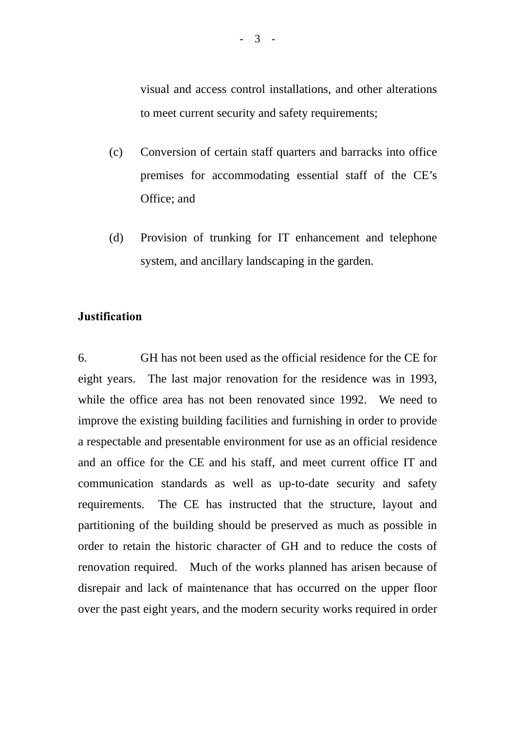visual and access control installations, and other alterations to meet current security and safety requirements;

(c) Conversion of certain staff quarters and barracks into office premises for accommodating essential staff of the CE's Office; and

(d) Provision of trunking for IT enhancement and telephone system, and ancillary landscaping in the garden.

**Justification**

6. GH has not been used as the official residence for the CE for eight years. The last major renovation for the residence was in 1993, while the office area has not been renovated since 1992. We need to improve the existing building facilities and furnishing in order to provide a respectable and presentable environment for use as an official residence and an office for the CE and his staff, and meet current office IT and communication standards as well as up-to-date security and safety requirements. The CE has instructed that the structure, layout and partitioning of the building should be preserved as much as possible in order to retain the historic character of GH and to reduce the costs of renovation required. Much of the works planned has arisen because of disrepair and lack of maintenance that has occurred on the upper floor over the past eight years, and the modern security works required in order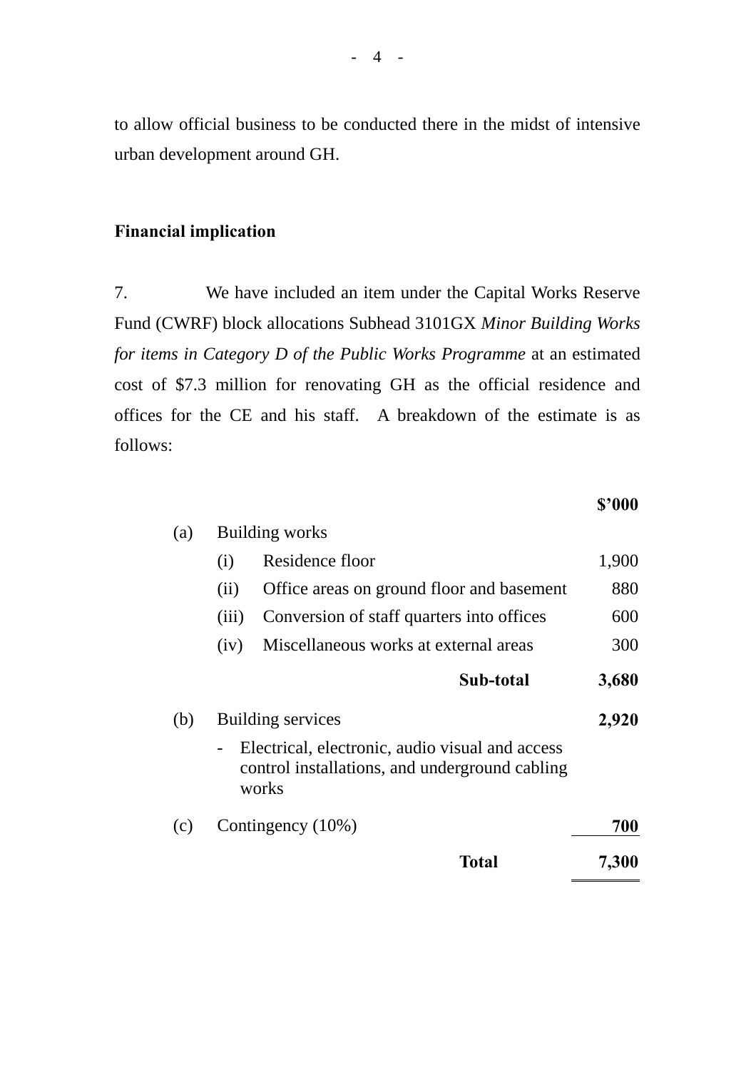to allow official business to be conducted there in the midst of intensive urban development around GH.

**Financial implication**

7. We have included an item under the Capital Works Reserve Fund (CWRF) block allocations Subhead 3101GX *Minor Building Works for items in Category D of the Public Works Programme* at an estimated cost of $7.3 million for renovating GH as the official residence and offices for the CE and his staff. A breakdown of the estimate is as follows:

| | | | **$'000** |
|---|---|---|---|
| (a) | Building works | | |
| | (i) | Residence floor | 1,900 |
| | (ii) | Office areas on ground floor and basement | 880 |
| | (iii) | Conversion of staff quarters into offices | 600 |
| | (iv) | Miscellaneous works at external areas | 300 |
| | | **Sub-total** | **3,680** |
| (b) | Building services | | **2,920** |
| | - | Electrical, electronic, audio visual and access control installations, and underground cabling works | |
| (c) | Contingency (10%) | | **700** |
| | | **Total** | **7,300** |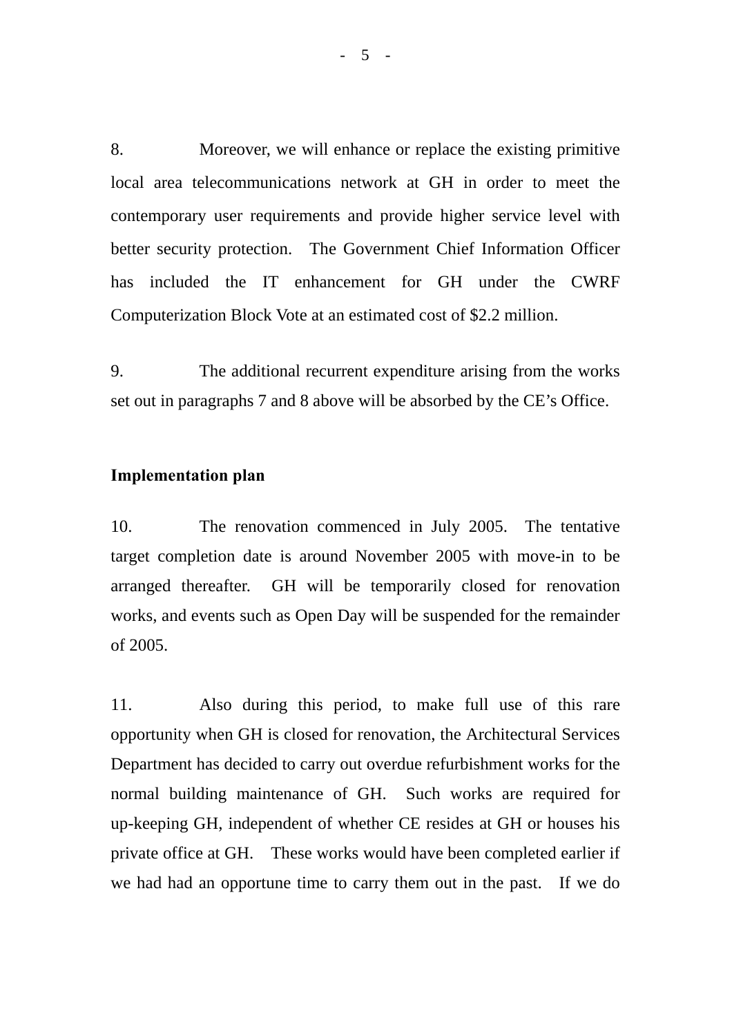8. Moreover, we will enhance or replace the existing primitive local area telecommunications network at GH in order to meet the contemporary user requirements and provide higher service level with better security protection. The Government Chief Information Officer has included the IT enhancement for GH under the CWRF Computerization Block Vote at an estimated cost of $2.2 million.

9. The additional recurrent expenditure arising from the works set out in paragraphs 7 and 8 above will be absorbed by the CE's Office.

## Implementation plan

10. The renovation commenced in July 2005. The tentative target completion date is around November 2005 with move-in to be arranged thereafter. GH will be temporarily closed for renovation works, and events such as Open Day will be suspended for the remainder of 2005.

11. Also during this period, to make full use of this rare opportunity when GH is closed for renovation, the Architectural Services Department has decided to carry out overdue refurbishment works for the normal building maintenance of GH. Such works are required for up-keeping GH, independent of whether CE resides at GH or houses his private office at GH. These works would have been completed earlier if we had had an opportune time to carry them out in the past. If we do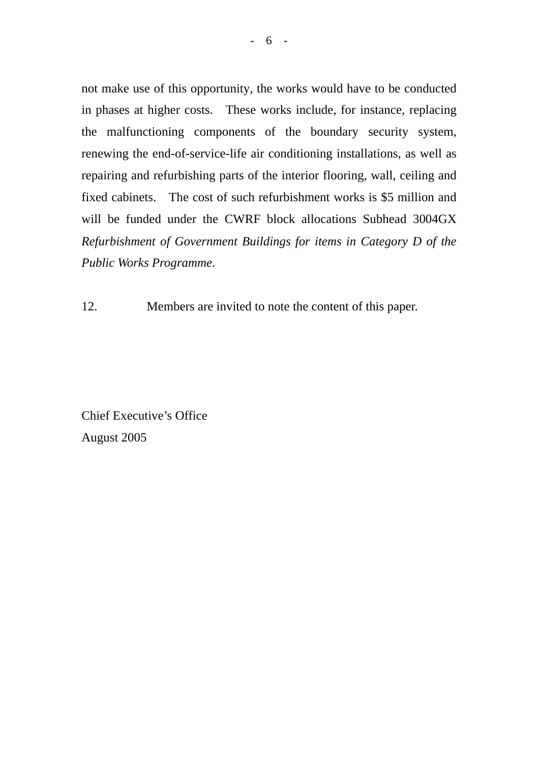not make use of this opportunity, the works would have to be conducted in phases at higher costs. These works include, for instance, replacing the malfunctioning components of the boundary security system, renewing the end-of-service-life air conditioning installations, as well as repairing and refurbishing parts of the interior flooring, wall, ceiling and fixed cabinets. The cost of such refurbishment works is $5 million and will be funded under the CWRF block allocations Subhead 3004GX *Refurbishment of Government Buildings for items in Category D of the Public Works Programme*.

12. Members are invited to note the content of this paper.

Chief Executive's Office
August 2005